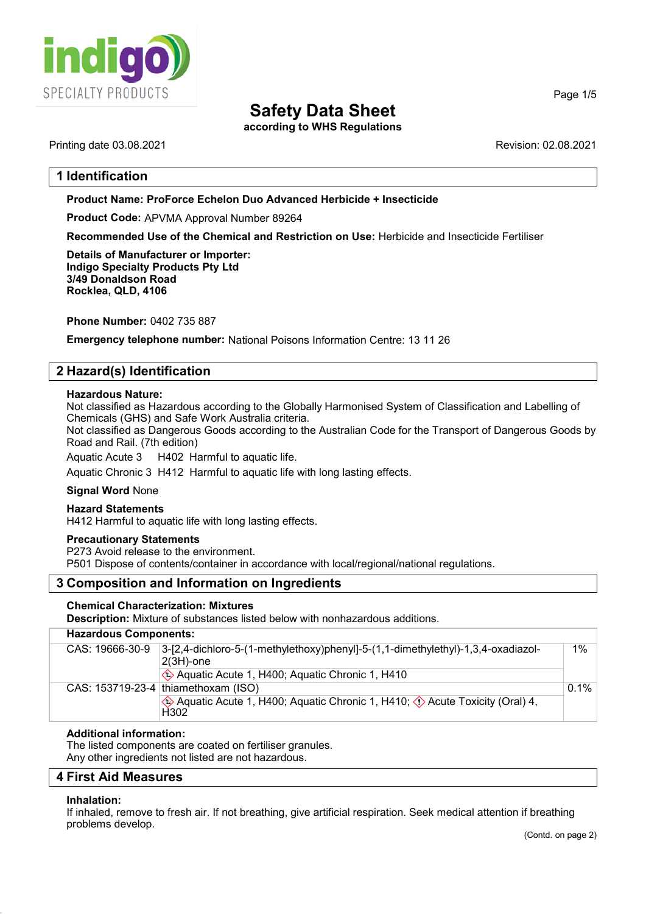# Safety Data Sheet

**according to WHS Regulations**

Printing date 03.08.2021 Revision: 02.08.2021

## 1 Identification

**Product Name: ProForce Echelon Duo Advanced Herbicide + Insecticide**

**Product Code:** APVMA Approval Number 89264

**Recommended Use of the Chemical and Restriction on Use:** Herbicide and Insecticide Fertiliser

**Details of Manufacturer or Importer:**
**Indigo Specialty Products Pty Ltd**
**3/49 Donaldson Road**
**Rocklea, QLD, 4106**

**Phone Number:** 0402 735 887

**Emergency telephone number:** National Poisons Information Centre: 13 11 26

## 2 Hazard(s) Identification

**Hazardous Nature:**
Not classified as Hazardous according to the Globally Harmonised System of Classification and Labelling of Chemicals (GHS) and Safe Work Australia criteria.
Not classified as Dangerous Goods according to the Australian Code for the Transport of Dangerous Goods by Road and Rail. (7th edition)

Aquatic Acute 3 H402 Harmful to aquatic life.

Aquatic Chronic 3 H412 Harmful to aquatic life with long lasting effects.

**Signal Word** None

**Hazard Statements**
H412 Harmful to aquatic life with long lasting effects.

**Precautionary Statements**
P273 Avoid release to the environment.
P501 Dispose of contents/container in accordance with local/regional/national regulations.

## 3 Composition and Information on Ingredients

**Chemical Characterization: Mixtures**
**Description:** Mixture of substances listed below with nonhazardous additions.

| **Hazardous Components:** | | |
|---|---|---|
| CAS: 19666-30-9 | 3-[2,4-dichloro-5-(1-methylethoxy)phenyl]-5-(1,1-dimethylethyl)-1,3,4-oxadiazol-2(3H)-one | 1% |
| | Aquatic Acute 1, H400; Aquatic Chronic 1, H410 | |
| CAS: 153719-23-4 | thiamethoxam (ISO) | 0.1% |
| | Aquatic Acute 1, H400; Aquatic Chronic 1, H410; Acute Toxicity (Oral) 4, H302 | |

**Additional information:**
The listed components are coated on fertiliser granules.
Any other ingredients not listed are not hazardous.

## 4 First Aid Measures

**Inhalation:**
If inhaled, remove to fresh air. If not breathing, give artificial respiration. Seek medical attention if breathing problems develop.

(Contd. on page 2)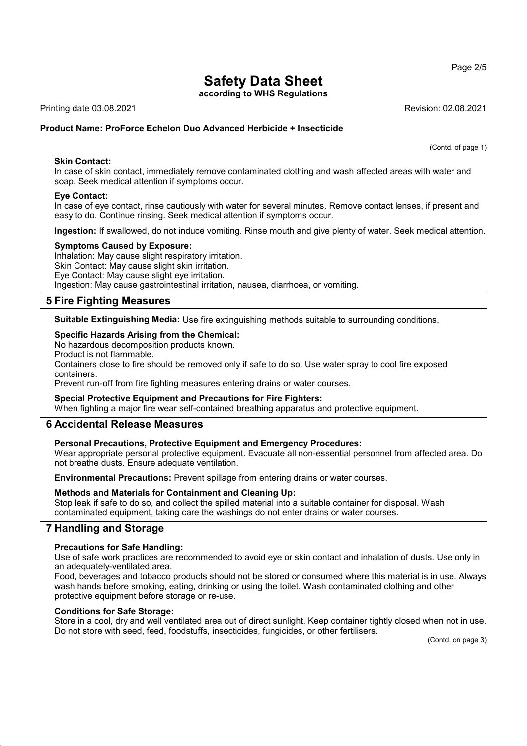# Safety Data Sheet

**according to WHS Regulations**

Printing date 03.08.2021 Revision: 02.08.2021

**Product Name: ProForce Echelon Duo Advanced Herbicide + Insecticide**

(Contd. of page 1)

**Skin Contact:**
In case of skin contact, immediately remove contaminated clothing and wash affected areas with water and soap. Seek medical attention if symptoms occur.

**Eye Contact:**
In case of eye contact, rinse cautiously with water for several minutes. Remove contact lenses, if present and easy to do. Continue rinsing. Seek medical attention if symptoms occur.

**Ingestion:** If swallowed, do not induce vomiting. Rinse mouth and give plenty of water. Seek medical attention.

**Symptoms Caused by Exposure:**
Inhalation: May cause slight respiratory irritation.
Skin Contact: May cause slight skin irritation.
Eye Contact: May cause slight eye irritation.
Ingestion: May cause gastrointestinal irritation, nausea, diarrhoea, or vomiting.

## 5 Fire Fighting Measures

**Suitable Extinguishing Media:** Use fire extinguishing methods suitable to surrounding conditions.

**Specific Hazards Arising from the Chemical:**
No hazardous decomposition products known.
Product is not flammable.
Containers close to fire should be removed only if safe to do so. Use water spray to cool fire exposed containers.
Prevent run-off from fire fighting measures entering drains or water courses.

**Special Protective Equipment and Precautions for Fire Fighters:**
When fighting a major fire wear self-contained breathing apparatus and protective equipment.

## 6 Accidental Release Measures

**Personal Precautions, Protective Equipment and Emergency Procedures:**
Wear appropriate personal protective equipment. Evacuate all non-essential personnel from affected area. Do not breathe dusts. Ensure adequate ventilation.

**Environmental Precautions:** Prevent spillage from entering drains or water courses.

**Methods and Materials for Containment and Cleaning Up:**
Stop leak if safe to do so, and collect the spilled material into a suitable container for disposal. Wash contaminated equipment, taking care the washings do not enter drains or water courses.

## 7 Handling and Storage

**Precautions for Safe Handling:**
Use of safe work practices are recommended to avoid eye or skin contact and inhalation of dusts. Use only in an adequately-ventilated area.
Food, beverages and tobacco products should not be stored or consumed where this material is in use. Always wash hands before smoking, eating, drinking or using the toilet. Wash contaminated clothing and other protective equipment before storage or re-use.

**Conditions for Safe Storage:**
Store in a cool, dry and well ventilated area out of direct sunlight. Keep container tightly closed when not in use. Do not store with seed, feed, foodstuffs, insecticides, fungicides, or other fertilisers.

(Contd. on page 3)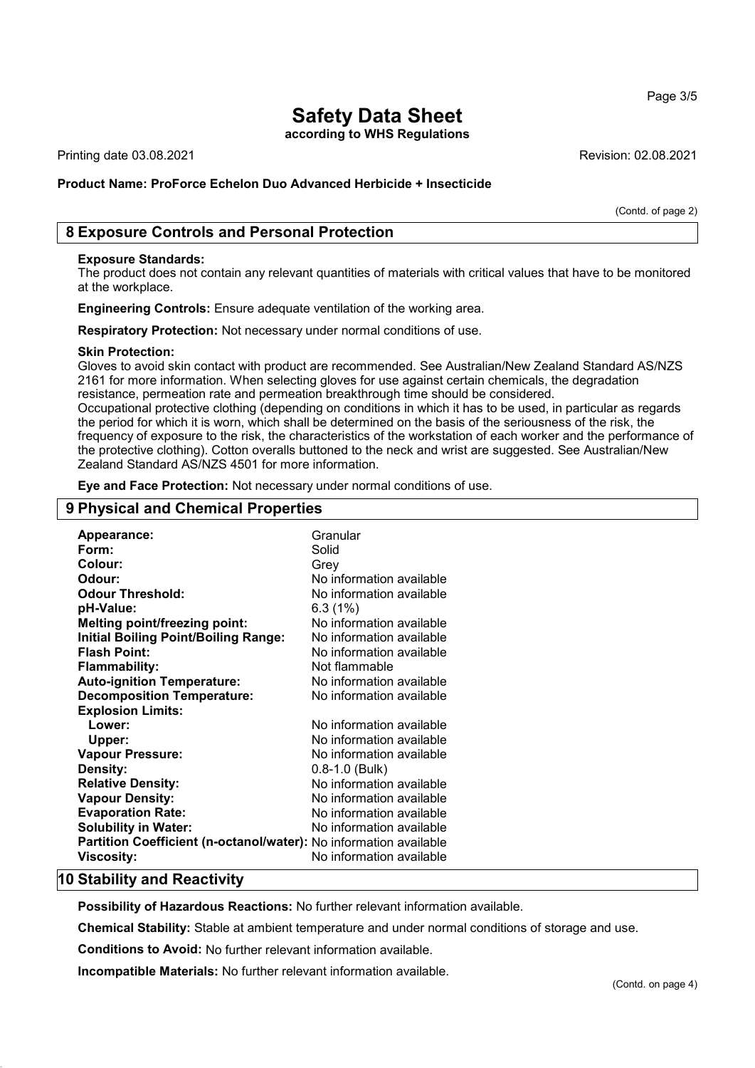(Contd. of page 2)

## 8 Exposure Controls and Personal Protection

**Exposure Standards:**
The product does not contain any relevant quantities of materials with critical values that have to be monitored at the workplace.

**Engineering Controls:** Ensure adequate ventilation of the working area.

**Respiratory Protection:** Not necessary under normal conditions of use.

**Skin Protection:**
Gloves to avoid skin contact with product are recommended. See Australian/New Zealand Standard AS/NZS 2161 for more information. When selecting gloves for use against certain chemicals, the degradation resistance, permeation rate and permeation breakthrough time should be considered.
Occupational protective clothing (depending on conditions in which it has to be used, in particular as regards the period for which it is worn, which shall be determined on the basis of the seriousness of the risk, the frequency of exposure to the risk, the characteristics of the workstation of each worker and the performance of the protective clothing). Cotton overalls buttoned to the neck and wrist are suggested. See Australian/New Zealand Standard AS/NZS 4501 for more information.

**Eye and Face Protection:** Not necessary under normal conditions of use.

## 9 Physical and Chemical Properties

| | |
|---|---|
| **Appearance:** | Granular |
| **Form:** | Solid |
| **Colour:** | Grey |
| **Odour:** | No information available |
| **Odour Threshold:** | No information available |
| **pH-Value:** | 6.3 (1%) |
| **Melting point/freezing point:** | No information available |
| **Initial Boiling Point/Boiling Range:** | No information available |
| **Flash Point:** | No information available |
| **Flammability:** | Not flammable |
| **Auto-ignition Temperature:** | No information available |
| **Decomposition Temperature:** | No information available |
| **Explosion Limits:** | |
| **Lower:** | No information available |
| **Upper:** | No information available |
| **Vapour Pressure:** | No information available |
| **Density:** | 0.8-1.0 (Bulk) |
| **Relative Density:** | No information available |
| **Vapour Density:** | No information available |
| **Evaporation Rate:** | No information available |
| **Solubility in Water:** | No information available |
| **Partition Coefficient (n-octanol/water):** | No information available |
| **Viscosity:** | No information available |

## 10 Stability and Reactivity

**Possibility of Hazardous Reactions:** No further relevant information available.

**Chemical Stability:** Stable at ambient temperature and under normal conditions of storage and use.

**Conditions to Avoid:** No further relevant information available.

**Incompatible Materials:** No further relevant information available.

(Contd. on page 4)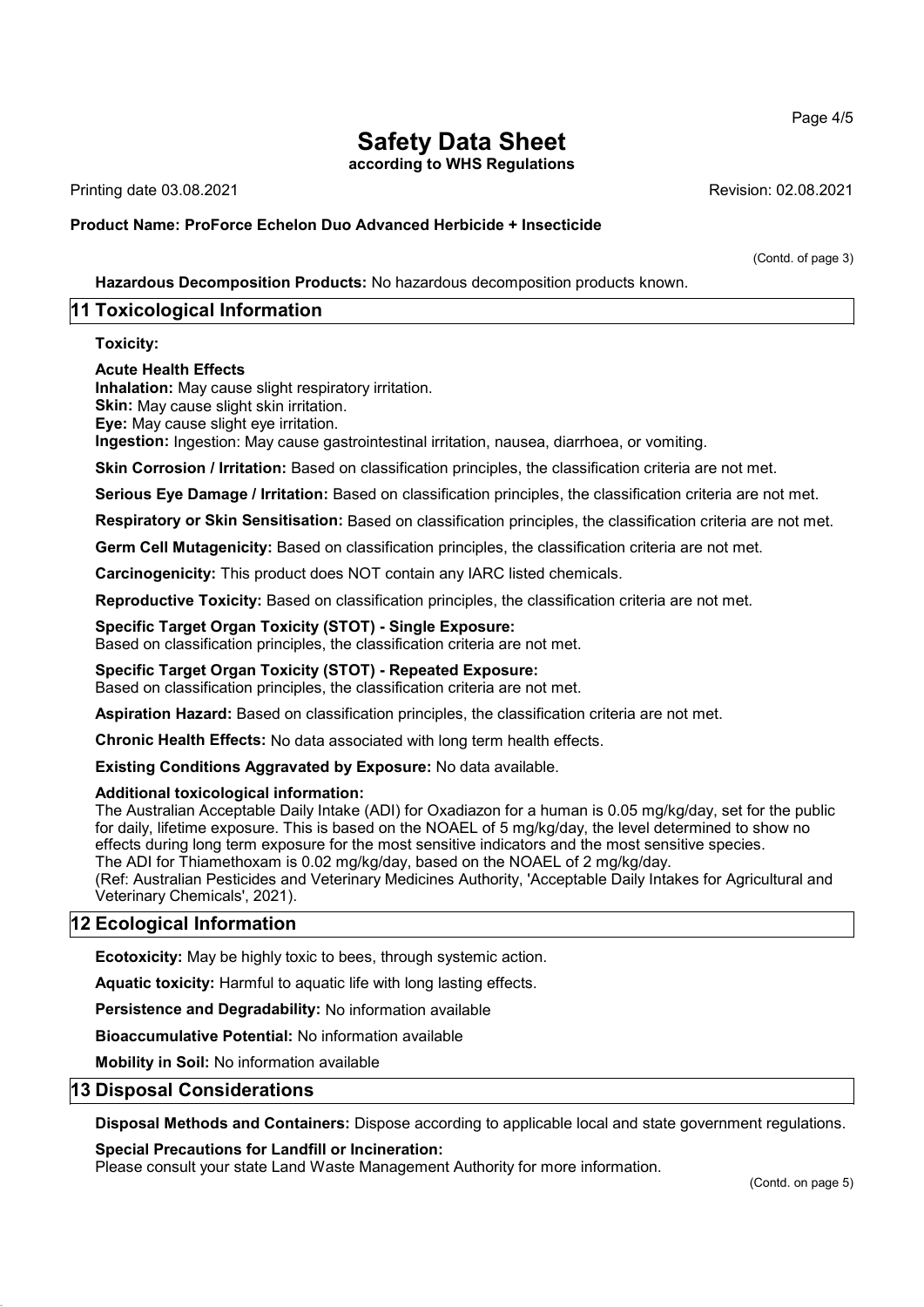# Safety Data Sheet

**according to WHS Regulations**

Printing date 03.08.2021 Revision: 02.08.2021

**Product Name: ProForce Echelon Duo Advanced Herbicide + Insecticide**

(Contd. of page 3)

**Hazardous Decomposition Products:** No hazardous decomposition products known.

## 11 Toxicological Information

**Toxicity:**

**Acute Health Effects**

**Inhalation:** May cause slight respiratory irritation.
**Skin:** May cause slight skin irritation.
**Eye:** May cause slight eye irritation.
**Ingestion:** Ingestion: May cause gastrointestinal irritation, nausea, diarrhoea, or vomiting.

**Skin Corrosion / Irritation:** Based on classification principles, the classification criteria are not met.

**Serious Eye Damage / Irritation:** Based on classification principles, the classification criteria are not met.

**Respiratory or Skin Sensitisation:** Based on classification principles, the classification criteria are not met.

**Germ Cell Mutagenicity:** Based on classification principles, the classification criteria are not met.

**Carcinogenicity:** This product does NOT contain any IARC listed chemicals.

**Reproductive Toxicity:** Based on classification principles, the classification criteria are not met.

**Specific Target Organ Toxicity (STOT) - Single Exposure:**
Based on classification principles, the classification criteria are not met.

**Specific Target Organ Toxicity (STOT) - Repeated Exposure:**
Based on classification principles, the classification criteria are not met.

**Aspiration Hazard:** Based on classification principles, the classification criteria are not met.

**Chronic Health Effects:** No data associated with long term health effects.

**Existing Conditions Aggravated by Exposure:** No data available.

**Additional toxicological information:**
The Australian Acceptable Daily Intake (ADI) for Oxadiazon for a human is 0.05 mg/kg/day, set for the public for daily, lifetime exposure. This is based on the NOAEL of 5 mg/kg/day, the level determined to show no effects during long term exposure for the most sensitive indicators and the most sensitive species.
The ADI for Thiamethoxam is 0.02 mg/kg/day, based on the NOAEL of 2 mg/kg/day.
(Ref: Australian Pesticides and Veterinary Medicines Authority, 'Acceptable Daily Intakes for Agricultural and Veterinary Chemicals', 2021).

## 12 Ecological Information

**Ecotoxicity:** May be highly toxic to bees, through systemic action.

**Aquatic toxicity:** Harmful to aquatic life with long lasting effects.

**Persistence and Degradability:** No information available

**Bioaccumulative Potential:** No information available

**Mobility in Soil:** No information available

## 13 Disposal Considerations

**Disposal Methods and Containers:** Dispose according to applicable local and state government regulations.

**Special Precautions for Landfill or Incineration:**
Please consult your state Land Waste Management Authority for more information.

(Contd. on page 5)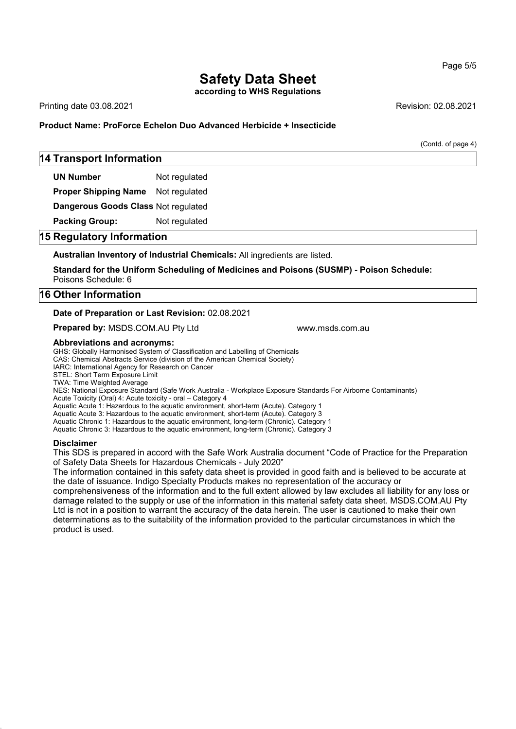(Contd. of page 4)

## 14 Transport Information

**UN Number** Not regulated

**Proper Shipping Name** Not regulated

**Dangerous Goods Class** Not regulated

**Packing Group:** Not regulated

## 15 Regulatory Information

**Australian Inventory of Industrial Chemicals:** All ingredients are listed.

**Standard for the Uniform Scheduling of Medicines and Poisons (SUSMP) - Poison Schedule:**
Poisons Schedule: 6

## 16 Other Information

**Date of Preparation or Last Revision:** 02.08.2021

**Prepared by:** MSDS.COM.AU Pty Ltd www.msds.com.au

**Abbreviations and acronyms:**

GHS: Globally Harmonised System of Classification and Labelling of Chemicals
CAS: Chemical Abstracts Service (division of the American Chemical Society)
IARC: International Agency for Research on Cancer
STEL: Short Term Exposure Limit
TWA: Time Weighted Average
NES: National Exposure Standard (Safe Work Australia - Workplace Exposure Standards For Airborne Contaminants)
Acute Toxicity (Oral) 4: Acute toxicity - oral – Category 4
Aquatic Acute 1: Hazardous to the aquatic environment, short-term (Acute). Category 1
Aquatic Acute 3: Hazardous to the aquatic environment, short-term (Acute). Category 3
Aquatic Chronic 1: Hazardous to the aquatic environment, long-term (Chronic). Category 1
Aquatic Chronic 3: Hazardous to the aquatic environment, long-term (Chronic). Category 3

**Disclaimer**

This SDS is prepared in accord with the Safe Work Australia document "Code of Practice for the Preparation of Safety Data Sheets for Hazardous Chemicals - July 2020"

The information contained in this safety data sheet is provided in good faith and is believed to be accurate at the date of issuance. Indigo Specialty Products makes no representation of the accuracy or comprehensiveness of the information and to the full extent allowed by law excludes all liability for any loss or damage related to the supply or use of the information in this material safety data sheet. MSDS.COM.AU Pty Ltd is not in a position to warrant the accuracy of the data herein. The user is cautioned to make their own determinations as to the suitability of the information provided to the particular circumstances in which the product is used.